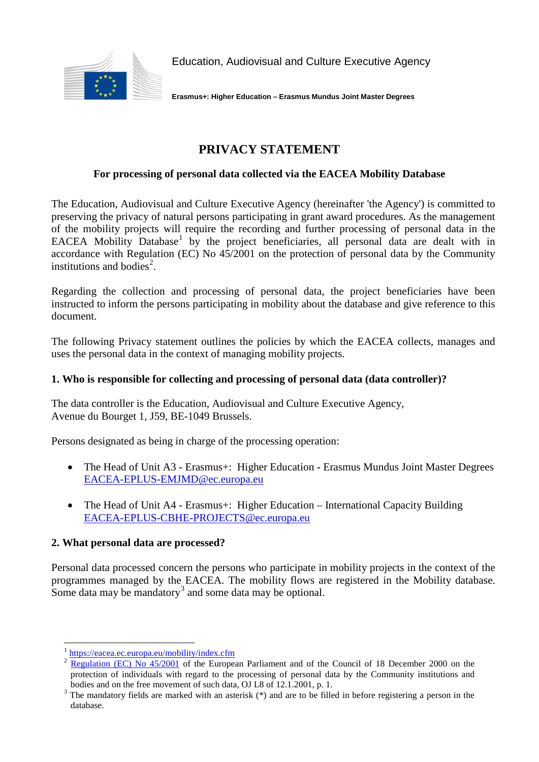Education, Audiovisual and Culture Executive Agency

**Erasmus+: Higher Education – Erasmus Mundus Joint Master Degrees**

# PRIVACY STATEMENT

**For processing of personal data collected via the EACEA Mobility Database**

The Education, Audiovisual and Culture Executive Agency (hereinafter 'the Agency') is committed to preserving the privacy of natural persons participating in grant award procedures. As the management of the mobility projects will require the recording and further processing of personal data in the EACEA Mobility Database[1] by the project beneficiaries, all personal data are dealt with in accordance with Regulation (EC) No 45/2001 on the protection of personal data by the Community institutions and bodies[2].

Regarding the collection and processing of personal data, the project beneficiaries have been instructed to inform the persons participating in mobility about the database and give reference to this document.

The following Privacy statement outlines the policies by which the EACEA collects, manages and uses the personal data in the context of managing mobility projects.

### 1. Who is responsible for collecting and processing of personal data (data controller)?

The data controller is the Education, Audiovisual and Culture Executive Agency,
Avenue du Bourget 1, J59, BE-1049 Brussels.

Persons designated as being in charge of the processing operation:

- The Head of Unit A3 - Erasmus+: Higher Education - Erasmus Mundus Joint Master Degrees
  EACEA-EPLUS-EMJMD@ec.europa.eu
- The Head of Unit A4 - Erasmus+: Higher Education – International Capacity Building
  EACEA-EPLUS-CBHE-PROJECTS@ec.europa.eu

### 2. What personal data are processed?

Personal data processed concern the persons who participate in mobility projects in the context of the programmes managed by the EACEA. The mobility flows are registered in the Mobility database. Some data may be mandatory[3] and some data may be optional.

---

[1] https://eacea.ec.europa.eu/mobility/index.cfm

[2] Regulation (EC) No 45/2001 of the European Parliament and of the Council of 18 December 2000 on the protection of individuals with regard to the processing of personal data by the Community institutions and bodies and on the free movement of such data, OJ L8 of 12.1.2001, p. 1.

[3] The mandatory fields are marked with an asterisk (*) and are to be filled in before registering a person in the database.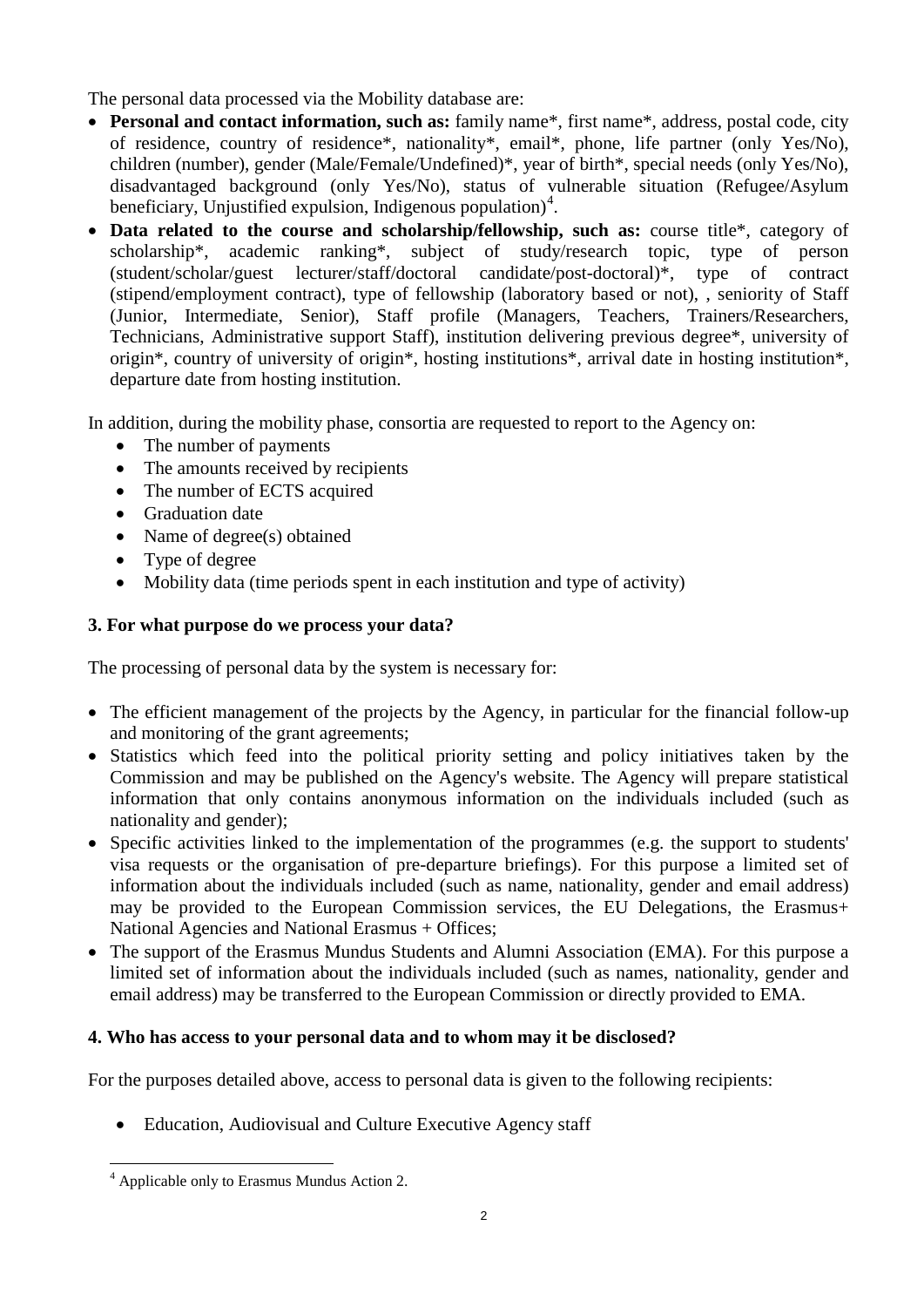The personal data processed via the Mobility database are:

- **Personal and contact information, such as:** family name*, first name*, address, postal code, city of residence, country of residence*, nationality*, email*, phone, life partner (only Yes/No), children (number), gender (Male/Female/Undefined)*, year of birth*, special needs (only Yes/No), disadvantaged background (only Yes/No), status of vulnerable situation (Refugee/Asylum beneficiary, Unjustified expulsion, Indigenous population)[4].
- **Data related to the course and scholarship/fellowship, such as:** course title*, category of scholarship*, academic ranking*, subject of study/research topic, type of person (student/scholar/guest lecturer/staff/doctoral candidate/post-doctoral)*, type of contract (stipend/employment contract), type of fellowship (laboratory based or not), , seniority of Staff (Junior, Intermediate, Senior), Staff profile (Managers, Teachers, Trainers/Researchers, Technicians, Administrative support Staff), institution delivering previous degree*, university of origin*, country of university of origin*, hosting institutions*, arrival date in hosting institution*, departure date from hosting institution.

In addition, during the mobility phase, consortia are requested to report to the Agency on:

- The number of payments
- The amounts received by recipients
- The number of ECTS acquired
- Graduation date
- Name of degree(s) obtained
- Type of degree
- Mobility data (time periods spent in each institution and type of activity)

### 3. For what purpose do we process your data?

The processing of personal data by the system is necessary for:

- The efficient management of the projects by the Agency, in particular for the financial follow-up and monitoring of the grant agreements;
- Statistics which feed into the political priority setting and policy initiatives taken by the Commission and may be published on the Agency's website. The Agency will prepare statistical information that only contains anonymous information on the individuals included (such as nationality and gender);
- Specific activities linked to the implementation of the programmes (e.g. the support to students' visa requests or the organisation of pre-departure briefings). For this purpose a limited set of information about the individuals included (such as name, nationality, gender and email address) may be provided to the European Commission services, the EU Delegations, the Erasmus+ National Agencies and National Erasmus + Offices;
- The support of the Erasmus Mundus Students and Alumni Association (EMA). For this purpose a limited set of information about the individuals included (such as names, nationality, gender and email address) may be transferred to the European Commission or directly provided to EMA.

### 4. Who has access to your personal data and to whom may it be disclosed?

For the purposes detailed above, access to personal data is given to the following recipients:

- Education, Audiovisual and Culture Executive Agency staff

[4] Applicable only to Erasmus Mundus Action 2.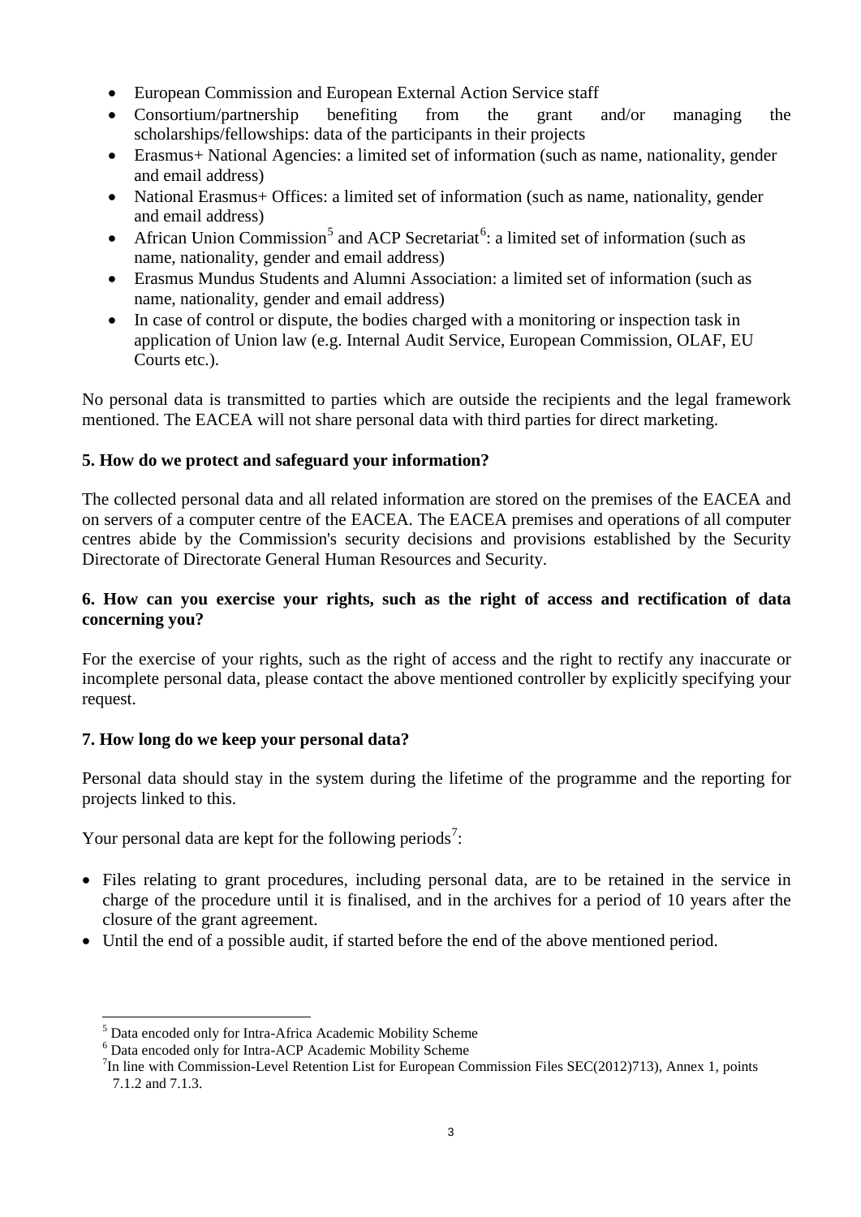- European Commission and European External Action Service staff
- Consortium/partnership benefiting from the grant and/or managing the scholarships/fellowships: data of the participants in their projects
- Erasmus+ National Agencies: a limited set of information (such as name, nationality, gender and email address)
- National Erasmus+ Offices: a limited set of information (such as name, nationality, gender and email address)
- African Union Commission[5] and ACP Secretariat[6]: a limited set of information (such as name, nationality, gender and email address)
- Erasmus Mundus Students and Alumni Association: a limited set of information (such as name, nationality, gender and email address)
- In case of control or dispute, the bodies charged with a monitoring or inspection task in application of Union law (e.g. Internal Audit Service, European Commission, OLAF, EU Courts etc.).

No personal data is transmitted to parties which are outside the recipients and the legal framework mentioned. The EACEA will not share personal data with third parties for direct marketing.

**5. How do we protect and safeguard your information?**

The collected personal data and all related information are stored on the premises of the EACEA and on servers of a computer centre of the EACEA. The EACEA premises and operations of all computer centres abide by the Commission's security decisions and provisions established by the Security Directorate of Directorate General Human Resources and Security.

**6. How can you exercise your rights, such as the right of access and rectification of data concerning you?**

For the exercise of your rights, such as the right of access and the right to rectify any inaccurate or incomplete personal data, please contact the above mentioned controller by explicitly specifying your request.

**7. How long do we keep your personal data?**

Personal data should stay in the system during the lifetime of the programme and the reporting for projects linked to this.

Your personal data are kept for the following periods[7]:

- Files relating to grant procedures, including personal data, are to be retained in the service in charge of the procedure until it is finalised, and in the archives for a period of 10 years after the closure of the grant agreement.
- Until the end of a possible audit, if started before the end of the above mentioned period.

---

[5] Data encoded only for Intra-Africa Academic Mobility Scheme

[6] Data encoded only for Intra-ACP Academic Mobility Scheme

[7] In line with Commission-Level Retention List for European Commission Files SEC(2012)713), Annex 1, points 7.1.2 and 7.1.3.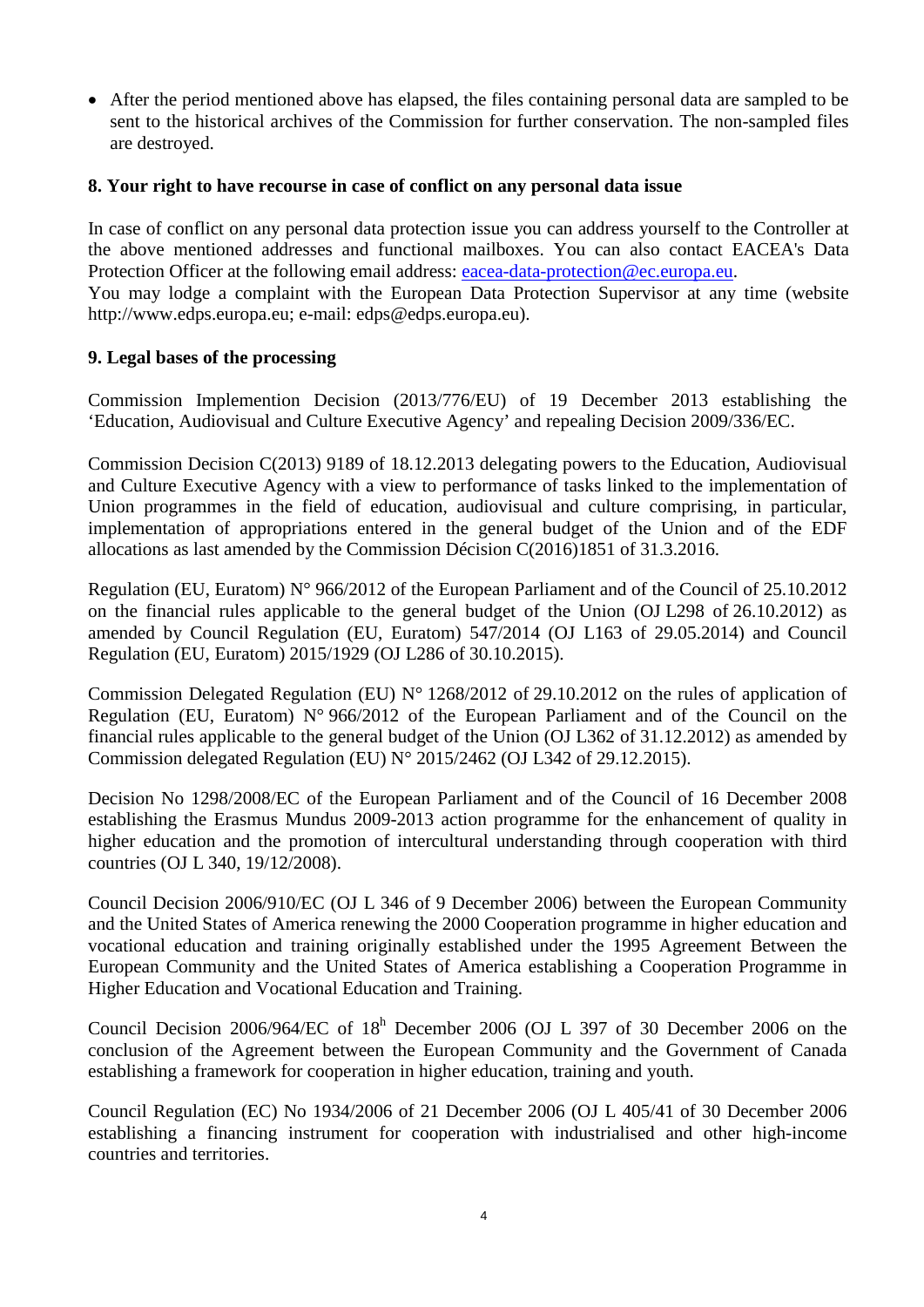- After the period mentioned above has elapsed, the files containing personal data are sampled to be sent to the historical archives of the Commission for further conservation. The non-sampled files are destroyed.

**8. Your right to have recourse in case of conflict on any personal data issue**

In case of conflict on any personal data protection issue you can address yourself to the Controller at the above mentioned addresses and functional mailboxes. You can also contact EACEA's Data Protection Officer at the following email address: eacea-data-protection@ec.europa.eu.
You may lodge a complaint with the European Data Protection Supervisor at any time (website http://www.edps.europa.eu; e-mail: edps@edps.europa.eu).

**9. Legal bases of the processing**

Commission Implemention Decision (2013/776/EU) of 19 December 2013 establishing the 'Education, Audiovisual and Culture Executive Agency' and repealing Decision 2009/336/EC.

Commission Decision C(2013) 9189 of 18.12.2013 delegating powers to the Education, Audiovisual and Culture Executive Agency with a view to performance of tasks linked to the implementation of Union programmes in the field of education, audiovisual and culture comprising, in particular, implementation of appropriations entered in the general budget of the Union and of the EDF allocations as last amended by the Commission Décision C(2016)1851 of 31.3.2016.

Regulation (EU, Euratom) N° 966/2012 of the European Parliament and of the Council of 25.10.2012 on the financial rules applicable to the general budget of the Union (OJ L298 of 26.10.2012) as amended by Council Regulation (EU, Euratom) 547/2014 (OJ L163 of 29.05.2014) and Council Regulation (EU, Euratom) 2015/1929 (OJ L286 of 30.10.2015).

Commission Delegated Regulation (EU) N° 1268/2012 of 29.10.2012 on the rules of application of Regulation (EU, Euratom) N° 966/2012 of the European Parliament and of the Council on the financial rules applicable to the general budget of the Union (OJ L362 of 31.12.2012) as amended by Commission delegated Regulation (EU) N° 2015/2462 (OJ L342 of 29.12.2015).

Decision No 1298/2008/EC of the European Parliament and of the Council of 16 December 2008 establishing the Erasmus Mundus 2009-2013 action programme for the enhancement of quality in higher education and the promotion of intercultural understanding through cooperation with third countries (OJ L 340, 19/12/2008).

Council Decision 2006/910/EC (OJ L 346 of 9 December 2006) between the European Community and the United States of America renewing the 2000 Cooperation programme in higher education and vocational education and training originally established under the 1995 Agreement Between the European Community and the United States of America establishing a Cooperation Programme in Higher Education and Vocational Education and Training.

Council Decision 2006/964/EC of 18h December 2006 (OJ L 397 of 30 December 2006 on the conclusion of the Agreement between the European Community and the Government of Canada establishing a framework for cooperation in higher education, training and youth.

Council Regulation (EC) No 1934/2006 of 21 December 2006 (OJ L 405/41 of 30 December 2006 establishing a financing instrument for cooperation with industrialised and other high-income countries and territories.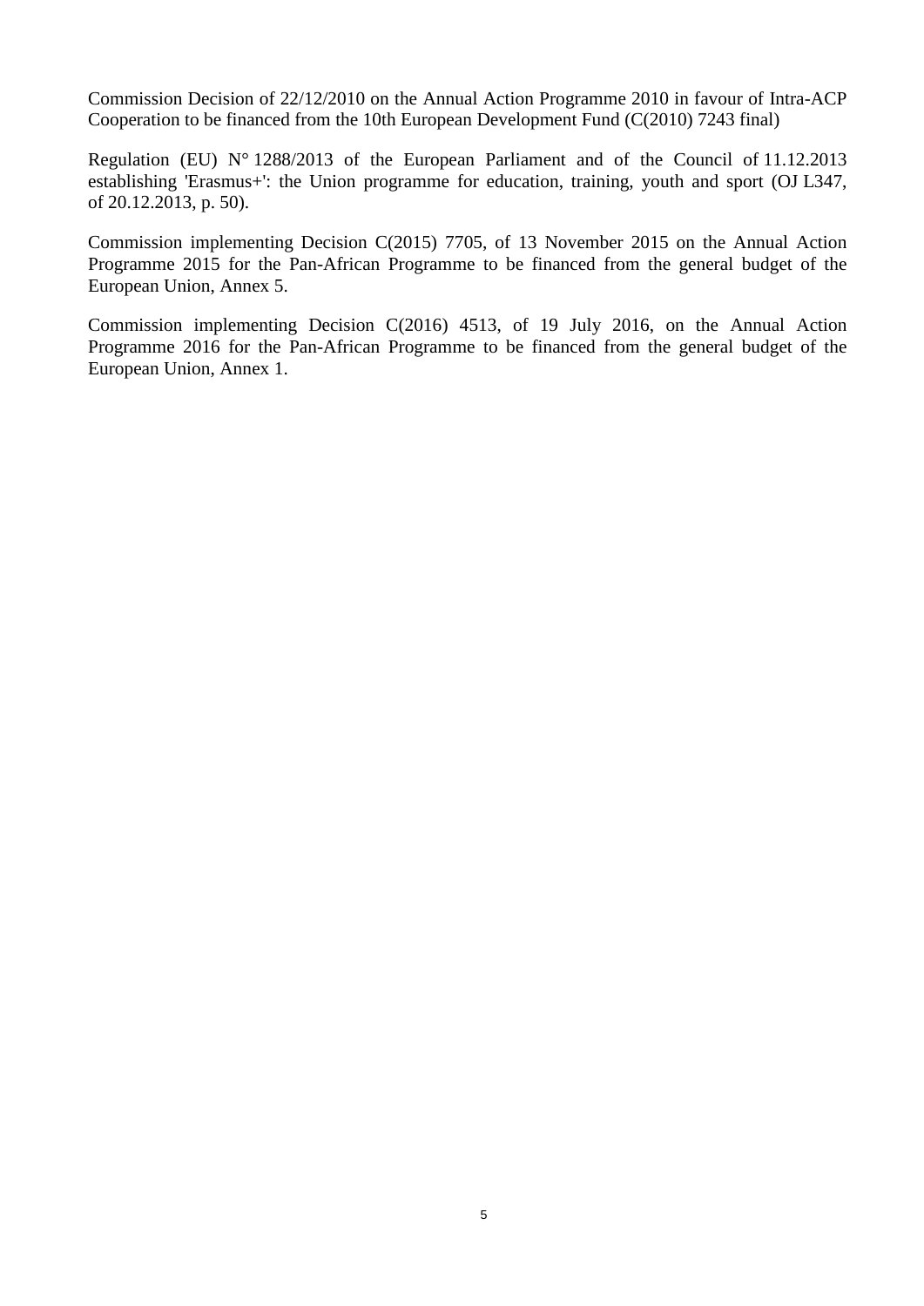Commission Decision of 22/12/2010 on the Annual Action Programme 2010 in favour of Intra-ACP Cooperation to be financed from the 10th European Development Fund (C(2010) 7243 final)

Regulation (EU) N° 1288/2013 of the European Parliament and of the Council of 11.12.2013 establishing 'Erasmus+': the Union programme for education, training, youth and sport (OJ L347, of 20.12.2013, p. 50).

Commission implementing Decision C(2015) 7705, of 13 November 2015 on the Annual Action Programme 2015 for the Pan-African Programme to be financed from the general budget of the European Union, Annex 5.

Commission implementing Decision C(2016) 4513, of 19 July 2016, on the Annual Action Programme 2016 for the Pan-African Programme to be financed from the general budget of the European Union, Annex 1.